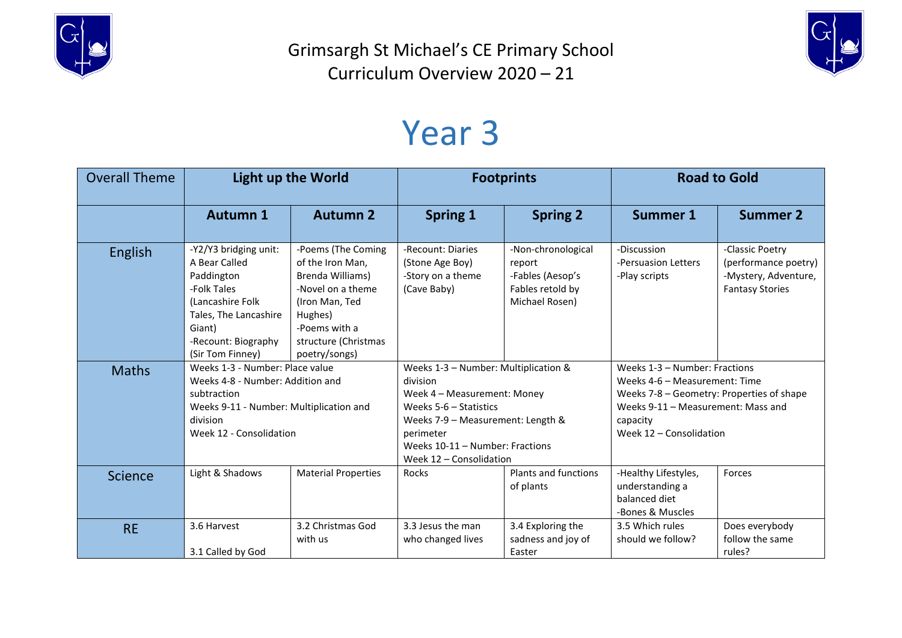# Grimsargh St Michael's CE Primary School
## Curriculum Overview 2020 – 21

# Year 3

| Overall Theme | Light up the World | | Footprints | | Road to Gold | |
|---|---|---|---|---|---|---|
| | **Autumn 1** | **Autumn 2** | **Spring 1** | **Spring 2** | **Summer 1** | **Summer 2** |
| English | -Y2/Y3 bridging unit: A Bear Called Paddington<br>-Folk Tales (Lancashire Folk Tales, The Lancashire Giant)<br>-Recount: Biography (Sir Tom Finney) | -Poems (The Coming of the Iron Man, Brenda Williams)<br>-Novel on a theme (Iron Man, Ted Hughes)<br>-Poems with a structure (Christmas poetry/songs) | -Recount: Diaries (Stone Age Boy)<br>-Story on a theme (Cave Baby) | -Non-chronological report<br>-Fables (Aesop's Fables retold by Michael Rosen) | -Discussion<br>-Persuasion Letters<br>-Play scripts | -Classic Poetry (performance poetry)<br>-Mystery, Adventure, Fantasy Stories |
| Maths | Weeks 1-3 - Number: Place value<br>Weeks 4-8 - Number: Addition and subtraction<br>Weeks 9-11 - Number: Multiplication and division<br>Week 12 - Consolidation | | Weeks 1-3 – Number: Multiplication & division<br>Week 4 – Measurement: Money<br>Weeks 5-6 – Statistics<br>Weeks 7-9 – Measurement: Length & perimeter<br>Weeks 10-11 – Number: Fractions<br>Week 12 – Consolidation | | Weeks 1-3 – Number: Fractions<br>Weeks 4-6 – Measurement: Time<br>Weeks 7-8 – Geometry: Properties of shape<br>Weeks 9-11 – Measurement: Mass and capacity<br>Week 12 – Consolidation | |
| Science | Light & Shadows | Material Properties | Rocks | Plants and functions of plants | -Healthy Lifestyles, understanding a balanced diet<br>-Bones & Muscles | Forces |
| RE | 3.6 Harvest<br><br>3.1 Called by God | 3.2 Christmas God with us | 3.3 Jesus the man who changed lives | 3.4 Exploring the sadness and joy of Easter | 3.5 Which rules should we follow? | Does everybody follow the same rules? |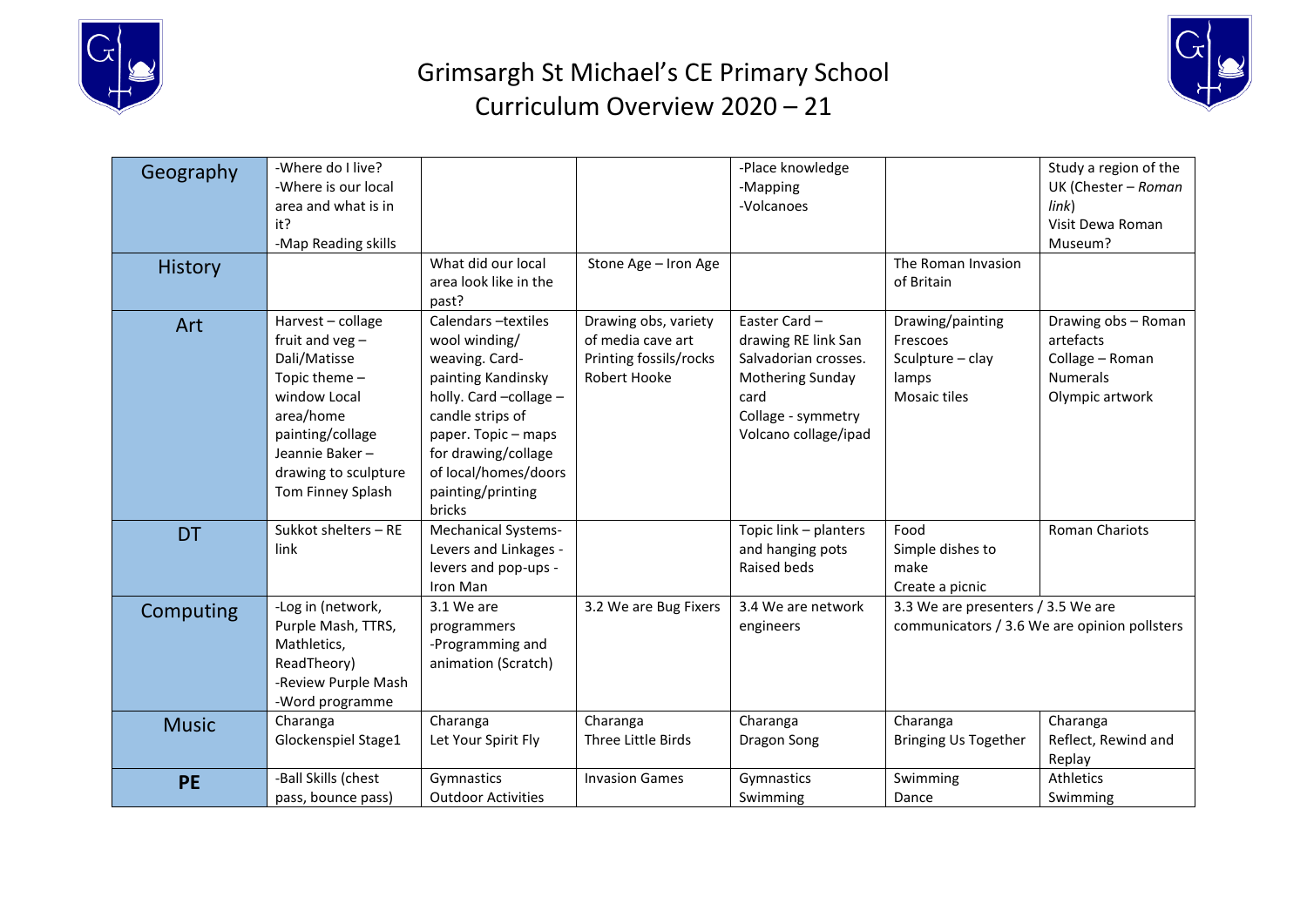# Grimsargh St Michael's CE Primary School
## Curriculum Overview 2020 – 21

| | | | | | | |
|---|---|---|---|---|---|---|
| Geography | -Where do I live?<br>-Where is our local area and what is in it?<br>-Map Reading skills | | | -Place knowledge<br>-Mapping<br>-Volcanoes | | Study a region of the UK (Chester – *Roman link*)<br>Visit Dewa Roman Museum? |
| History | | What did our local area look like in the past? | Stone Age – Iron Age | | The Roman Invasion of Britain | |
| Art | Harvest – collage fruit and veg – Dali/Matisse<br>Topic theme – window Local area/home painting/collage<br>Jeannie Baker – drawing to sculpture<br>Tom Finney Splash | Calendars –textiles wool winding/ weaving. Card- painting Kandinsky holly. Card –collage – candle strips of paper. Topic – maps for drawing/collage of local/homes/doors painting/printing bricks | Drawing obs, variety of media cave art<br>Printing fossils/rocks<br>Robert Hooke | Easter Card – drawing RE link San Salvadorian crosses.<br>Mothering Sunday card<br>Collage - symmetry<br>Volcano collage/ipad | Drawing/painting Frescoes<br>Sculpture – clay lamps<br>Mosaic tiles | Drawing obs – Roman artefacts<br>Collage – Roman Numerals<br>Olympic artwork |
| DT | Sukkot shelters – RE link | Mechanical Systems- Levers and Linkages - levers and pop-ups - Iron Man | | Topic link – planters and hanging pots<br>Raised beds | Food<br>Simple dishes to make<br>Create a picnic | Roman Chariots |
| Computing | -Log in (network, Purple Mash, TTRS, Mathletics, ReadTheory)<br>-Review Purple Mash<br>-Word programme | 3.1 We are programmers<br>-Programming and animation (Scratch) | 3.2 We are Bug Fixers | 3.4 We are network engineers | 3.3 We are presenters / 3.5 We are communicators / 3.6 We are opinion pollsters | |
| Music | Charanga<br>Glockenspiel Stage1 | Charanga<br>Let Your Spirit Fly | Charanga<br>Three Little Birds | Charanga<br>Dragon Song | Charanga<br>Bringing Us Together | Charanga<br>Reflect, Rewind and Replay |
| **PE** | -Ball Skills (chest pass, bounce pass) | Gymnastics<br>Outdoor Activities | Invasion Games | Gymnastics<br>Swimming | Swimming<br>Dance | Athletics<br>Swimming |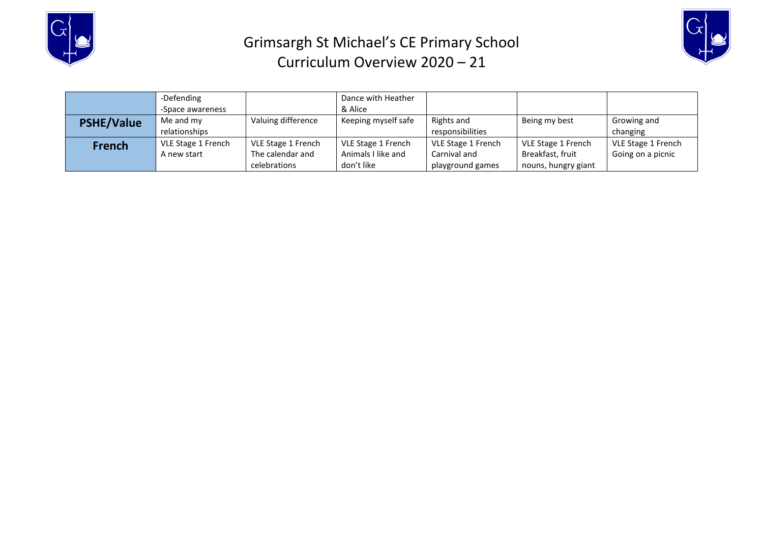# Grimsargh St Michael's CE Primary School
## Curriculum Overview 2020 – 21

| | | | | | | |
|---|---|---|---|---|---|---|
| | -Defending<br>-Space awareness | | Dance with Heather & Alice | | | |
| **PSHE/Value** | Me and my relationships | Valuing difference | Keeping myself safe | Rights and responsibilities | Being my best | Growing and changing |
| **French** | VLE Stage 1 French<br>A new start | VLE Stage 1 French<br>The calendar and celebrations | VLE Stage 1 French<br>Animals I like and don't like | VLE Stage 1 French<br>Carnival and playground games | VLE Stage 1 French<br>Breakfast, fruit nouns, hungry giant | VLE Stage 1 French<br>Going on a picnic |